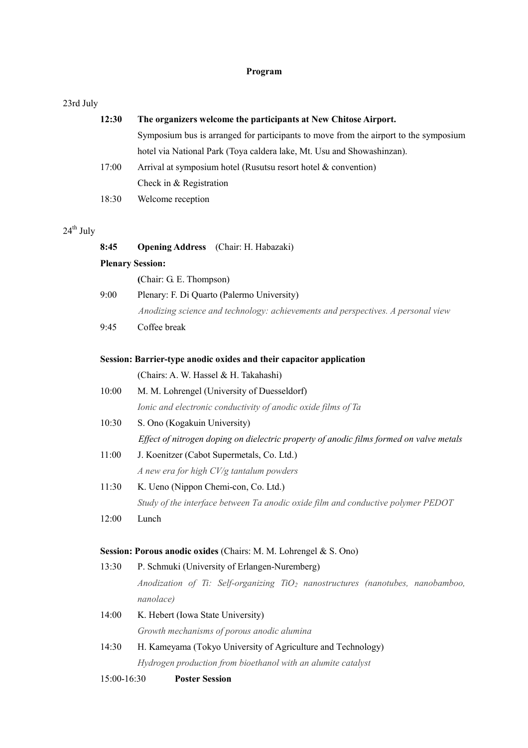# Program

23rd July

**12:30** **The organizers welcome the participants at New Chitose Airport.**

Symposium bus is arranged for participants to move from the airport to the symposium hotel via National Park (Toya caldera lake, Mt. Usu and Showashinzan).

17:00 Arrival at symposium hotel (Rusutsu resort hotel & convention)

Check in & Registration

18:30 Welcome reception

24th July

**8:45** **Opening Address** (Chair: H. Habazaki)

**Plenary Session:**

(Chair: G. E. Thompson)

9:00 Plenary: F. Di Quarto (Palermo University)

*Anodizing science and technology: achievements and perspectives. A personal view*

9:45 Coffee break

**Session: Barrier-type anodic oxides and their capacitor application**

(Chairs: A. W. Hassel & H. Takahashi)

10:00 M. M. Lohrengel (University of Duesseldorf)

*Ionic and electronic conductivity of anodic oxide films of Ta*

10:30 S. Ono (Kogakuin University)

*Effect of nitrogen doping on dielectric property of anodic films formed on valve metals*

11:00 J. Koenitzer (Cabot Supermetals, Co. Ltd.)

*A new era for high CV/g tantalum powders*

11:30 K. Ueno (Nippon Chemi-con, Co. Ltd.)

*Study of the interface between Ta anodic oxide film and conductive polymer PEDOT*

12:00 Lunch

**Session: Porous anodic oxides** (Chairs: M. M. Lohrengel & S. Ono)

13:30 P. Schmuki (University of Erlangen-Nuremberg)

*Anodization of Ti: Self-organizing $TiO_2$ nanostructures (nanotubes, nanobamboo, nanolace)*

14:00 K. Hebert (Iowa State University)

*Growth mechanisms of porous anodic alumina*

14:30 H. Kameyama (Tokyo University of Agriculture and Technology)

*Hydrogen production from bioethanol with an alumite catalyst*

15:00-16:30 **Poster Session**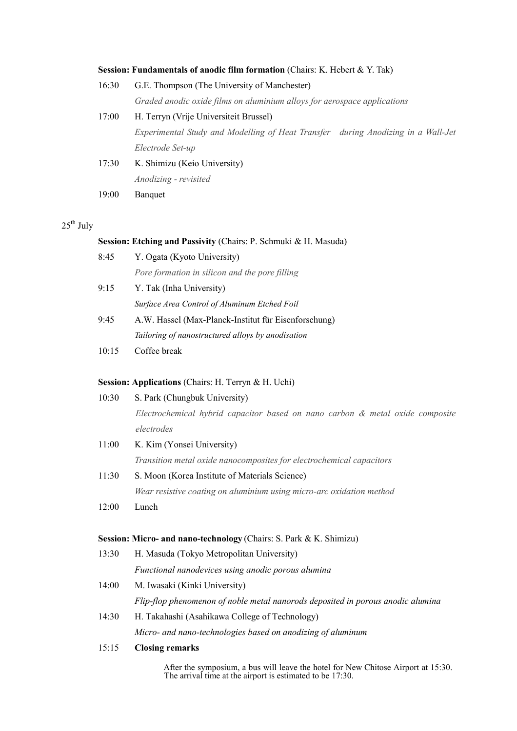**Session: Fundamentals of anodic film formation** (Chairs: K. Hebert & Y. Tak)

16:30 G.E. Thompson (The University of Manchester)
*Graded anodic oxide films on aluminium alloys for aerospace applications*

17:00 H. Terryn (Vrije Universiteit Brussel)
*Experimental Study and Modelling of Heat Transfer during Anodizing in a Wall-Jet Electrode Set-up*

17:30 K. Shimizu (Keio University)
*Anodizing - revisited*

19:00 Banquet

25th July

**Session: Etching and Passivity** (Chairs: P. Schmuki & H. Masuda)

8:45 Y. Ogata (Kyoto University)
*Pore formation in silicon and the pore filling*

9:15 Y. Tak (Inha University)
*Surface Area Control of Aluminum Etched Foil*

9:45 A.W. Hassel (Max-Planck-Institut für Eisenforschung)
*Tailoring of nanostructured alloys by anodisation*

10:15 Coffee break

**Session: Applications** (Chairs: H. Terryn & H. Uchi)

10:30 S. Park (Chungbuk University)
*Electrochemical hybrid capacitor based on nano carbon & metal oxide composite electrodes*

11:00 K. Kim (Yonsei University)
*Transition metal oxide nanocomposites for electrochemical capacitors*

11:30 S. Moon (Korea Institute of Materials Science)
*Wear resistive coating on aluminium using micro-arc oxidation method*

12:00 Lunch

**Session: Micro- and nano-technology** (Chairs: S. Park & K. Shimizu)

13:30 H. Masuda (Tokyo Metropolitan University)
*Functional nanodevices using anodic porous alumina*

14:00 M. Iwasaki (Kinki University)
*Flip-flop phenomenon of noble metal nanorods deposited in porous anodic alumina*

14:30 H. Takahashi (Asahikawa College of Technology)
*Micro- and nano-technologies based on anodizing of aluminum*

15:15 **Closing remarks**

After the symposium, a bus will leave the hotel for New Chitose Airport at 15:30. The arrival time at the airport is estimated to be 17:30.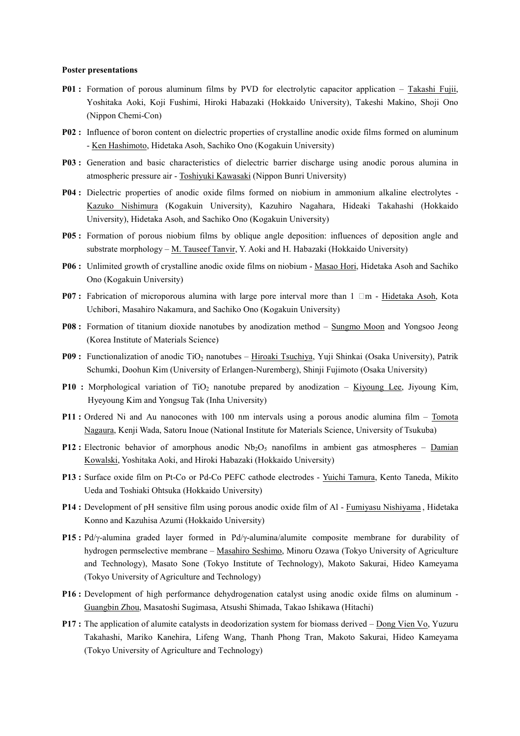**Poster presentations**

**P01 :** Formation of porous aluminum films by PVD for electrolytic capacitor application – Takashi Fujii, Yoshitaka Aoki, Koji Fushimi, Hiroki Habazaki (Hokkaido University), Takeshi Makino, Shoji Ono (Nippon Chemi-Con)

**P02 :** Influence of boron content on dielectric properties of crystalline anodic oxide films formed on aluminum - Ken Hashimoto, Hidetaka Asoh, Sachiko Ono (Kogakuin University)

**P03 :** Generation and basic characteristics of dielectric barrier discharge using anodic porous alumina in atmospheric pressure air - Toshiyuki Kawasaki (Nippon Bunri University)

**P04 :** Dielectric properties of anodic oxide films formed on niobium in ammonium alkaline electrolytes - Kazuko Nishimura (Kogakuin University), Kazuhiro Nagahara, Hideaki Takahashi (Hokkaido University), Hidetaka Asoh, and Sachiko Ono (Kogakuin University)

**P05 :** Formation of porous niobium films by oblique angle deposition: influences of deposition angle and substrate morphology – M. Tauseef Tanvir, Y. Aoki and H. Habazaki (Hokkaido University)

**P06 :** Unlimited growth of crystalline anodic oxide films on niobium - Masao Hori, Hidetaka Asoh and Sachiko Ono (Kogakuin University)

**P07 :** Fabrication of microporous alumina with large pore interval more than 1 □m - Hidetaka Asoh, Kota Uchibori, Masahiro Nakamura, and Sachiko Ono (Kogakuin University)

**P08 :** Formation of titanium dioxide nanotubes by anodization method – Sungmo Moon and Yongsoo Jeong (Korea Institute of Materials Science)

**P09 :** Functionalization of anodic $TiO_2$ nanotubes – Hiroaki Tsuchiya, Yuji Shinkai (Osaka University), Patrik Schumki, Doohun Kim (University of Erlangen-Nuremberg), Shinji Fujimoto (Osaka University)

**P10 :** Morphological variation of $TiO_2$ nanotube prepared by anodization – Kiyoung Lee, Jiyoung Kim, Hyeyoung Kim and Yongsug Tak (Inha University)

**P11 :** Ordered Ni and Au nanocones with 100 nm intervals using a porous anodic alumina film – Tomota Nagaura, Kenji Wada, Satoru Inoue (National Institute for Materials Science, University of Tsukuba)

**P12 :** Electronic behavior of amorphous anodic $Nb_2O_5$ nanofilms in ambient gas atmospheres – Damian Kowalski, Yoshitaka Aoki, and Hiroki Habazaki (Hokkaido University)

**P13 :** Surface oxide film on Pt-Co or Pd-Co PEFC cathode electrodes - Yuichi Tamura, Kento Taneda, Mikito Ueda and Toshiaki Ohtsuka (Hokkaido University)

**P14 :** Development of pH sensitive film using porous anodic oxide film of Al - Fumiyasu Nishiyama , Hidetaka Konno and Kazuhisa Azumi (Hokkaido University)

**P15 :** Pd/γ-alumina graded layer formed in Pd/γ-alumina/alumite composite membrane for durability of hydrogen permselective membrane – Masahiro Seshimo, Minoru Ozawa (Tokyo University of Agriculture and Technology), Masato Sone (Tokyo Institute of Technology), Makoto Sakurai, Hideo Kameyama (Tokyo University of Agriculture and Technology)

**P16 :** Development of high performance dehydrogenation catalyst using anodic oxide films on aluminum - Guangbin Zhou, Masatoshi Sugimasa, Atsushi Shimada, Takao Ishikawa (Hitachi)

**P17 :** The application of alumite catalysts in deodorization system for biomass derived – Dong Vien Vo, Yuzuru Takahashi, Mariko Kanehira, Lifeng Wang, Thanh Phong Tran, Makoto Sakurai, Hideo Kameyama (Tokyo University of Agriculture and Technology)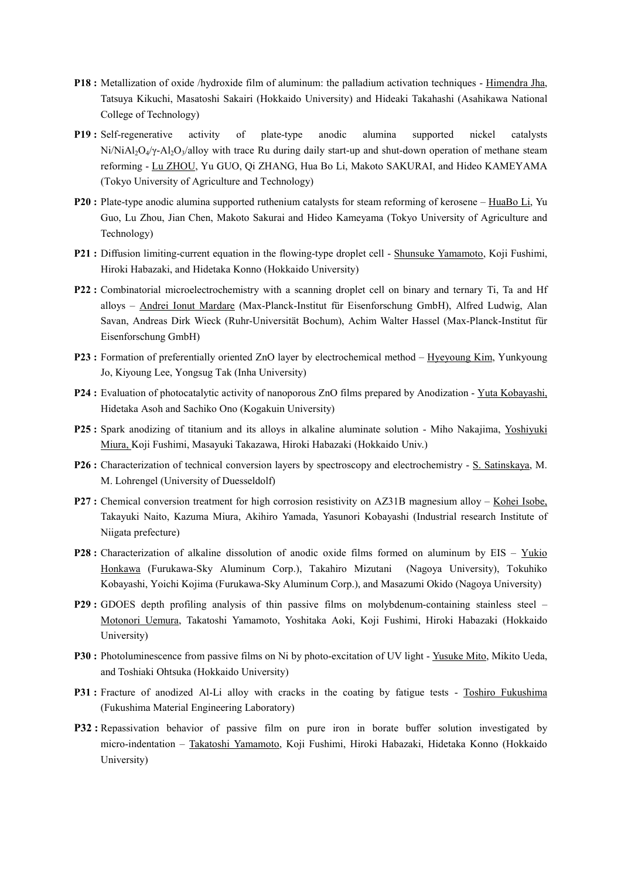**P18 :** Metallization of oxide /hydroxide film of aluminum: the palladium activation techniques - Himendra Jha, Tatsuya Kikuchi, Masatoshi Sakairi (Hokkaido University) and Hideaki Takahashi (Asahikawa National College of Technology)

**P19 :** Self-regenerative activity of plate-type anodic alumina supported nickel catalysts $Ni/NiAl_2O_4/\gamma\text{-}Al_2O_3$/alloy with trace Ru during daily start-up and shut-down operation of methane steam reforming - Lu ZHOU, Yu GUO, Qi ZHANG, Hua Bo Li, Makoto SAKURAI, and Hideo KAMEYAMA (Tokyo University of Agriculture and Technology)

**P20 :** Plate-type anodic alumina supported ruthenium catalysts for steam reforming of kerosene – HuaBo Li, Yu Guo, Lu Zhou, Jian Chen, Makoto Sakurai and Hideo Kameyama (Tokyo University of Agriculture and Technology)

**P21 :** Diffusion limiting-current equation in the flowing-type droplet cell - Shunsuke Yamamoto, Koji Fushimi, Hiroki Habazaki, and Hidetaka Konno (Hokkaido University)

**P22 :** Combinatorial microelectrochemistry with a scanning droplet cell on binary and ternary Ti, Ta and Hf alloys – Andrei Ionut Mardare (Max-Planck-Institut für Eisenforschung GmbH), Alfred Ludwig, Alan Savan, Andreas Dirk Wieck (Ruhr-Universität Bochum), Achim Walter Hassel (Max-Planck-Institut für Eisenforschung GmbH)

**P23 :** Formation of preferentially oriented ZnO layer by electrochemical method – Hyeyoung Kim, Yunkyoung Jo, Kiyoung Lee, Yongsug Tak (Inha University)

**P24 :** Evaluation of photocatalytic activity of nanoporous ZnO films prepared by Anodization - Yuta Kobayashi, Hidetaka Asoh and Sachiko Ono (Kogakuin University)

**P25 :** Spark anodizing of titanium and its alloys in alkaline aluminate solution - Miho Nakajima, Yoshiyuki Miura, Koji Fushimi, Masayuki Takazawa, Hiroki Habazaki (Hokkaido Univ.)

**P26 :** Characterization of technical conversion layers by spectroscopy and electrochemistry - S. Satinskaya, M. M. Lohrengel (University of Duesseldolf)

**P27 :** Chemical conversion treatment for high corrosion resistivity on AZ31B magnesium alloy – Kohei Isobe, Takayuki Naito, Kazuma Miura, Akihiro Yamada, Yasunori Kobayashi (Industrial research Institute of Niigata prefecture)

**P28 :** Characterization of alkaline dissolution of anodic oxide films formed on aluminum by EIS – Yukio Honkawa (Furukawa-Sky Aluminum Corp.), Takahiro Mizutani (Nagoya University), Tokuhiko Kobayashi, Yoichi Kojima (Furukawa-Sky Aluminum Corp.), and Masazumi Okido (Nagoya University)

**P29 :** GDOES depth profiling analysis of thin passive films on molybdenum-containing stainless steel – Motonori Uemura, Takatoshi Yamamoto, Yoshitaka Aoki, Koji Fushimi, Hiroki Habazaki (Hokkaido University)

**P30 :** Photoluminescence from passive films on Ni by photo-excitation of UV light - Yusuke Mito, Mikito Ueda, and Toshiaki Ohtsuka (Hokkaido University)

**P31 :** Fracture of anodized Al-Li alloy with cracks in the coating by fatigue tests - Toshiro Fukushima (Fukushima Material Engineering Laboratory)

**P32 :** Repassivation behavior of passive film on pure iron in borate buffer solution investigated by micro-indentation – Takatoshi Yamamoto, Koji Fushimi, Hiroki Habazaki, Hidetaka Konno (Hokkaido University)